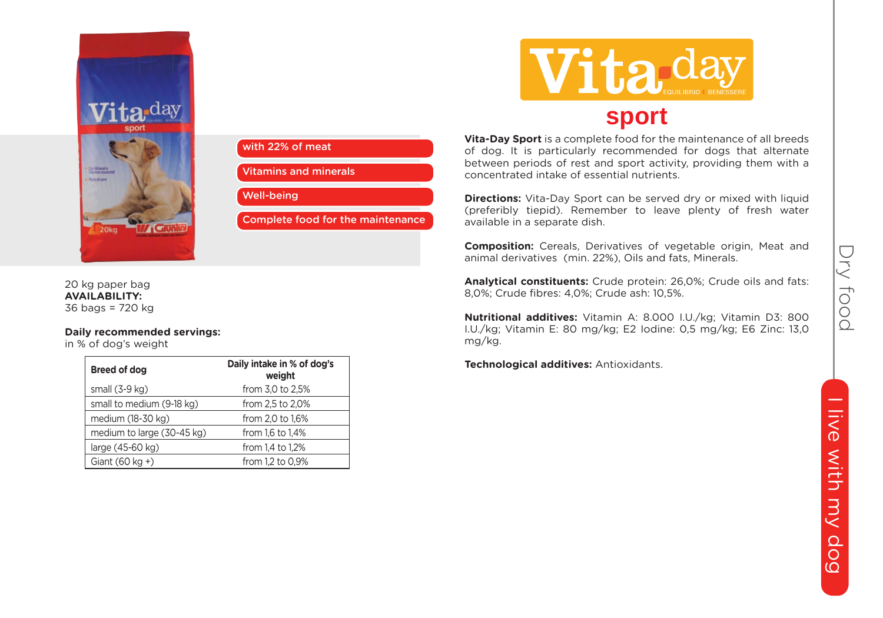# Vita-day sport

EQUILIBRIO E BENESSERE

- with 22% of meat
- Vitamins and minerals
- Well-being
- Complete food for the maintenance

20 kg paper bag
**AVAILABILITY:**
36 bags = 720 kg

**Daily recommended servings:**
in % of dog's weight

| Breed of dog | Daily intake in % of dog's weight |
|---|---|
| small (3-9 kg) | from 3,0 to 2,5% |
| small to medium (9-18 kg) | from 2,5 to 2,0% |
| medium (18-30 kg) | from 2,0 to 1,6% |
| medium to large (30-45 kg) | from 1,6 to 1,4% |
| large (45-60 kg) | from 1,4 to 1,2% |
| Giant (60 kg +) | from 1,2 to 0,9% |

**Vita-Day Sport** is a complete food for the maintenance of all breeds of dog. It is particularly recommended for dogs that alternate between periods of rest and sport activity, providing them with a concentrated intake of essential nutrients.

**Directions:** Vita-Day Sport can be served dry or mixed with liquid (preferibly tiepid). Remember to leave plenty of fresh water available in a separate dish.

**Composition:** Cereals, Derivatives of vegetable origin, Meat and animal derivatives (min. 22%), Oils and fats, Minerals.

**Analytical constituents:** Crude protein: 26,0%; Crude oils and fats: 8,0%; Crude fibres: 4,0%; Crude ash: 10,5%.

**Nutritional additives:** Vitamin A: 8.000 I.U./kg; Vitamin D3: 800 I.U./kg; Vitamin E: 80 mg/kg; E2 Iodine: 0,5 mg/kg; E6 Zinc: 13,0 mg/kg.

**Technological additives:** Antioxidants.

Dry food

I live with my dog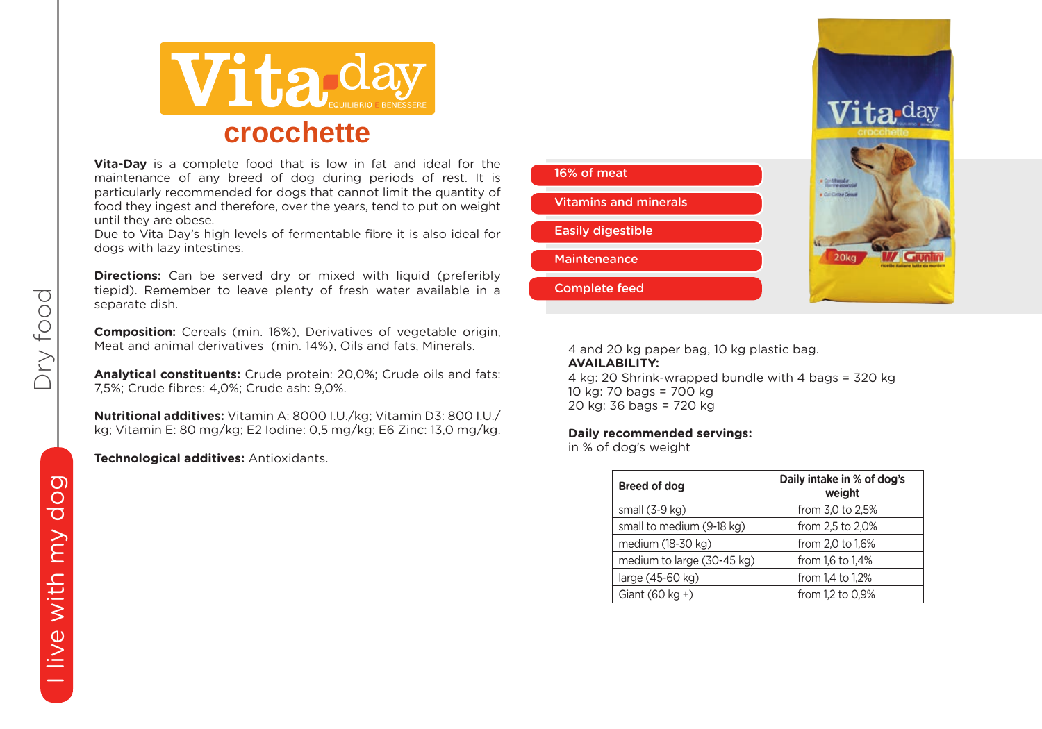# Vita-day

EQUILIBRIO E BENESSERE

## crocchette

**Vita-Day** is a complete food that is low in fat and ideal for the maintenance of any breed of dog during periods of rest. It is particularly recommended for dogs that cannot limit the quantity of food they ingest and therefore, over the years, tend to put on weight until they are obese.
Due to Vita Day's high levels of fermentable fibre it is also ideal for dogs with lazy intestines.

**Directions:** Can be served dry or mixed with liquid (preferibly tiepid). Remember to leave plenty of fresh water available in a separate dish.

**Composition:** Cereals (min. 16%), Derivatives of vegetable origin, Meat and animal derivatives (min. 14%), Oils and fats, Minerals.

**Analytical constituents:** Crude protein: 20,0%; Crude oils and fats: 7,5%; Crude fibres: 4,0%; Crude ash: 9,0%.

**Nutritional additives:** Vitamin A: 8000 I.U./kg; Vitamin D3: 800 I.U./kg; Vitamin E: 80 mg/kg; E2 Iodine: 0,5 mg/kg; E6 Zinc: 13,0 mg/kg.

**Technological additives:** Antioxidants.

- 16% of meat
- Vitamins and minerals
- Easily digestible
- Mainteneance
- Complete feed

4 and 20 kg paper bag, 10 kg plastic bag.
**AVAILABILITY:**
4 kg: 20 Shrink-wrapped bundle with 4 bags = 320 kg
10 kg: 70 bags = 700 kg
20 kg: 36 bags = 720 kg

**Daily recommended servings:**
in % of dog's weight

| Breed of dog | Daily intake in % of dog's weight |
|---|---|
| small (3-9 kg) | from 3,0 to 2,5% |
| small to medium (9-18 kg) | from 2,5 to 2,0% |
| medium (18-30 kg) | from 2,0 to 1,6% |
| medium to large (30-45 kg) | from 1,6 to 1,4% |
| large (45-60 kg) | from 1,4 to 1,2% |
| Giant (60 kg +) | from 1,2 to 0,9% |